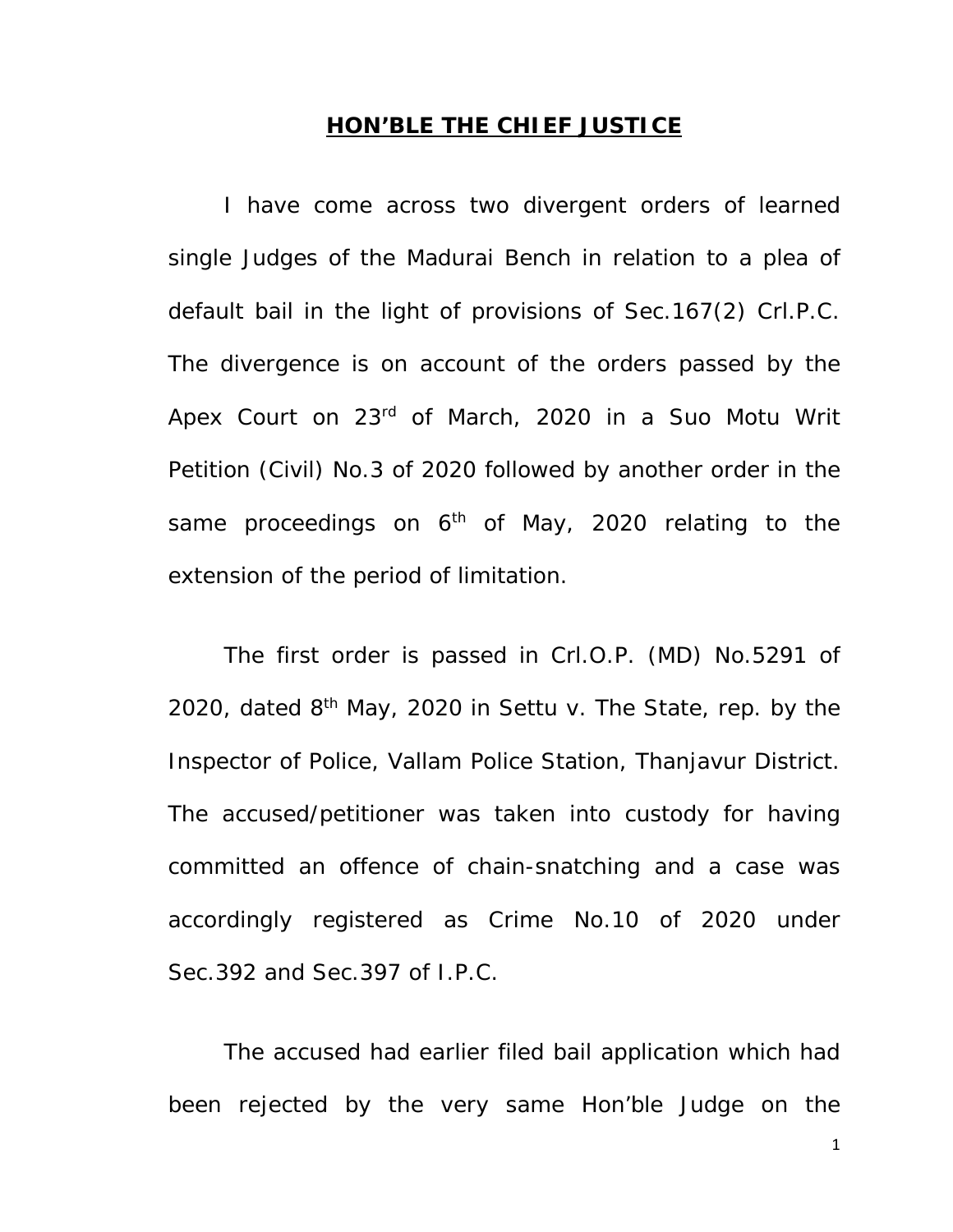**HON'BLE THE CHIEF JUSTICE**

I have come across two divergent orders of learned single Judges of the Madurai Bench in relation to a plea of default bail in the light of provisions of Sec.167(2) Crl.P.C. The divergence is on account of the orders passed by the Apex Court on 23rd of March, 2020 in a Suo Motu Writ Petition (Civil) No.3 of 2020 followed by another order in the same proceedings on 6th of May, 2020 relating to the extension of the period of limitation.

The first order is passed in Crl.O.P. (MD) No.5291 of 2020, dated 8th May, 2020 in Settu v. The State, rep. by the Inspector of Police, Vallam Police Station, Thanjavur District. The accused/petitioner was taken into custody for having committed an offence of chain-snatching and a case was accordingly registered as Crime No.10 of 2020 under Sec.392 and Sec.397 of I.P.C.

The accused had earlier filed bail application which had been rejected by the very same Hon'ble Judge on the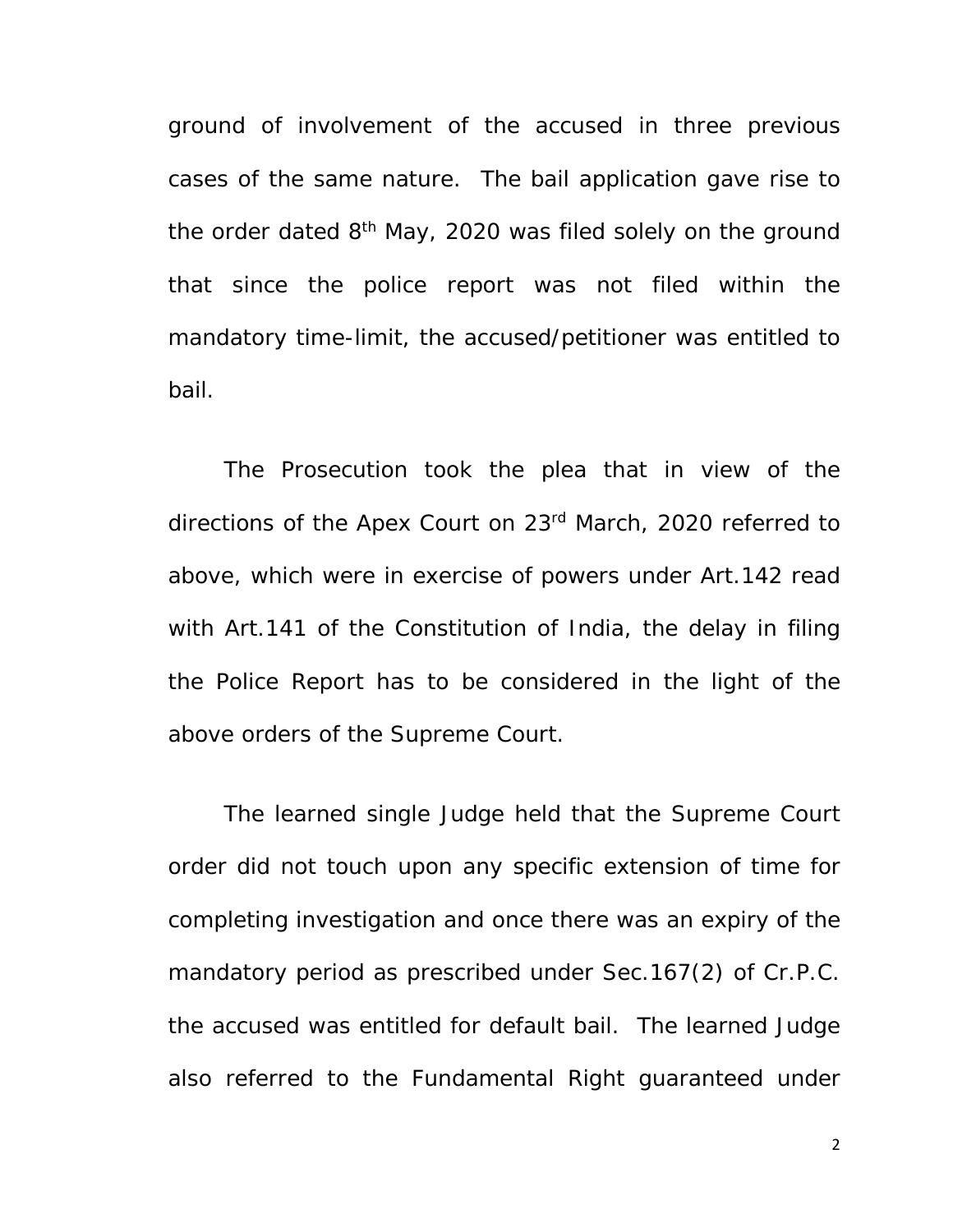ground of involvement of the accused in three previous cases of the same nature. The bail application gave rise to the order dated 8th May, 2020 was filed solely on the ground that since the police report was not filed within the mandatory time-limit, the accused/petitioner was entitled to bail.

The Prosecution took the plea that in view of the directions of the Apex Court on 23rd March, 2020 referred to above, which were in exercise of powers under Art.142 read with Art.141 of the Constitution of India, the delay in filing the Police Report has to be considered in the light of the above orders of the Supreme Court.

The learned single Judge held that the Supreme Court order did not touch upon any specific extension of time for completing investigation and once there was an expiry of the mandatory period as prescribed under Sec.167(2) of Cr.P.C. the accused was entitled for default bail. The learned Judge also referred to the Fundamental Right guaranteed under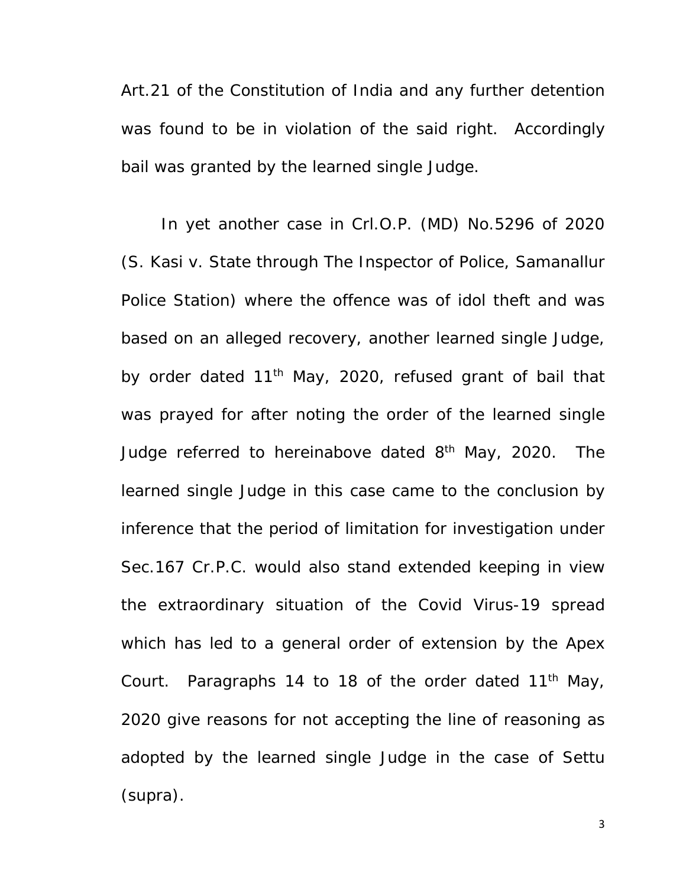Art.21 of the Constitution of India and any further detention was found to be in violation of the said right. Accordingly bail was granted by the learned single Judge.

In yet another case in Crl.O.P. (MD) No.5296 of 2020 (S. Kasi v. State through The Inspector of Police, Samanallur Police Station) where the offence was of idol theft and was based on an alleged recovery, another learned single Judge, by order dated 11th May, 2020, refused grant of bail that was prayed for after noting the order of the learned single Judge referred to hereinabove dated 8th May, 2020. The learned single Judge in this case came to the conclusion by inference that the period of limitation for investigation under Sec.167 Cr.P.C. would also stand extended keeping in view the extraordinary situation of the Covid Virus-19 spread which has led to a general order of extension by the Apex Court. Paragraphs 14 to 18 of the order dated 11th May, 2020 give reasons for not accepting the line of reasoning as adopted by the learned single Judge in the case of Settu (supra).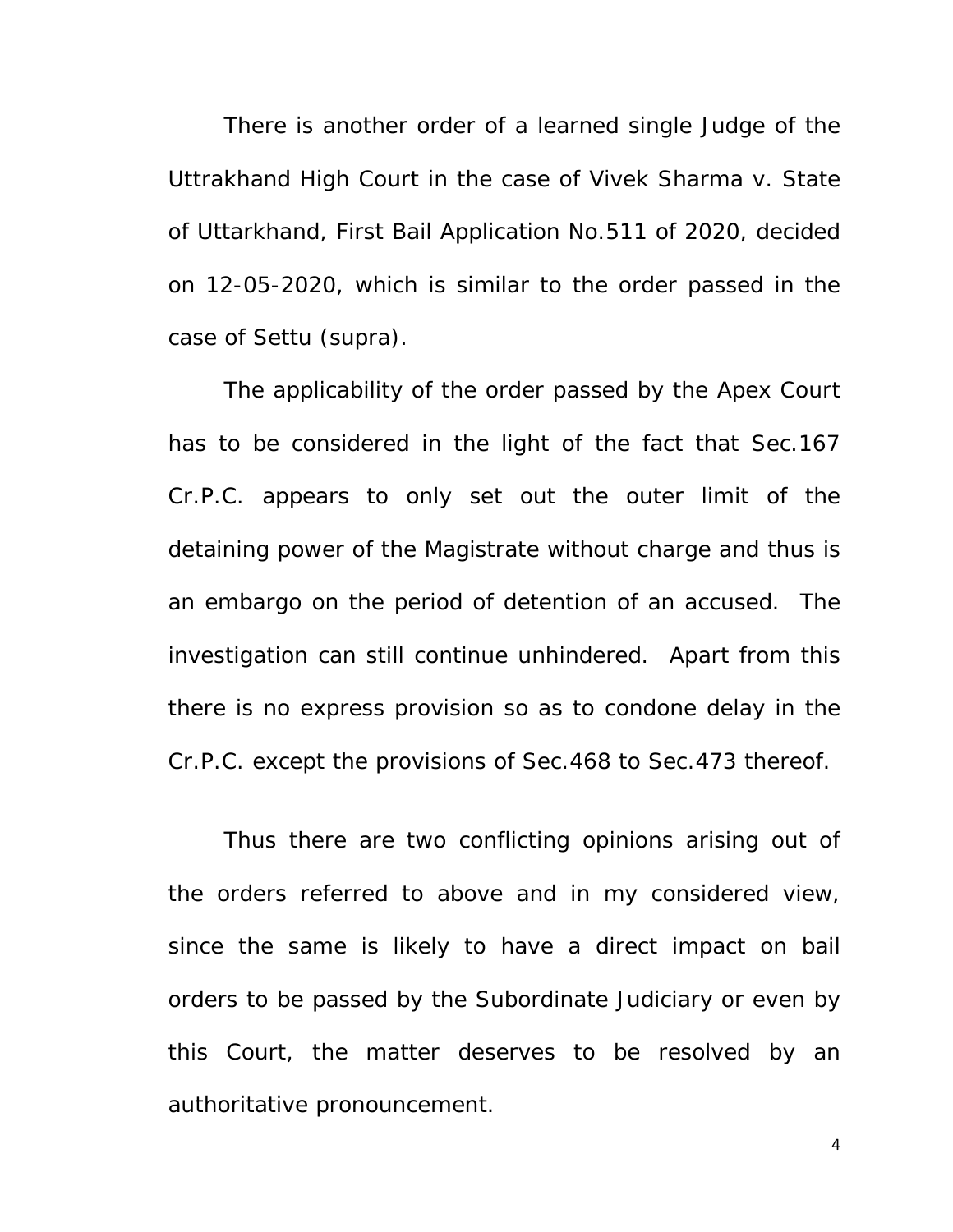There is another order of a learned single Judge of the Uttrakhand High Court in the case of Vivek Sharma v. State of Uttarkhand, First Bail Application No.511 of 2020, decided on 12-05-2020, which is similar to the order passed in the case of Settu (supra).

The applicability of the order passed by the Apex Court has to be considered in the light of the fact that Sec.167 Cr.P.C. appears to only set out the outer limit of the detaining power of the Magistrate without charge and thus is an embargo on the period of detention of an accused. The investigation can still continue unhindered. Apart from this there is no express provision so as to condone delay in the Cr.P.C. except the provisions of Sec.468 to Sec.473 thereof.

Thus there are two conflicting opinions arising out of the orders referred to above and in my considered view, since the same is likely to have a direct impact on bail orders to be passed by the Subordinate Judiciary or even by this Court, the matter deserves to be resolved by an authoritative pronouncement.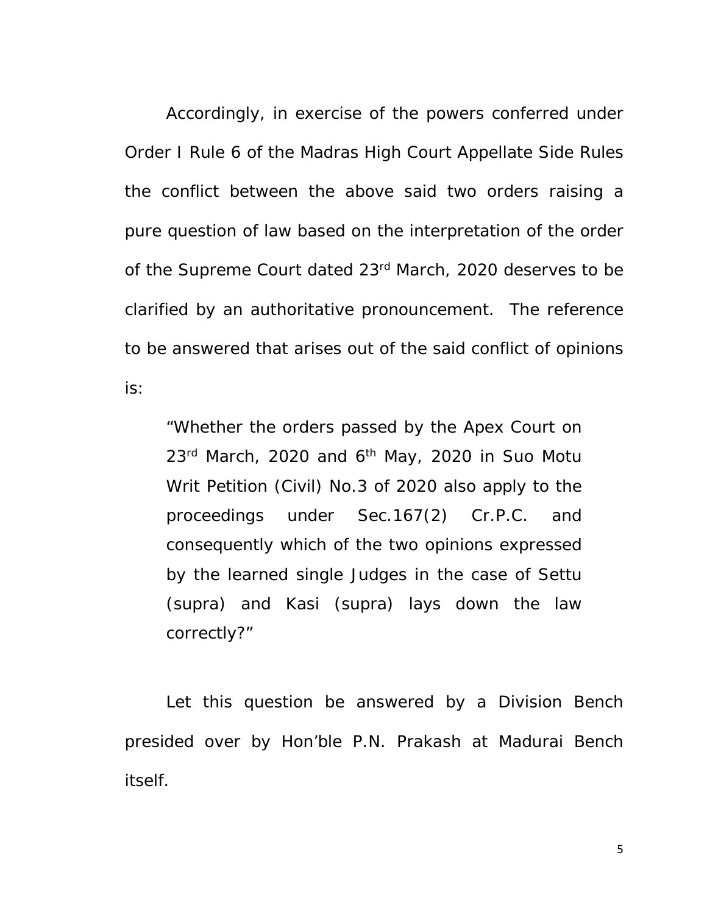Accordingly, in exercise of the powers conferred under Order I Rule 6 of the Madras High Court Appellate Side Rules the conflict between the above said two orders raising a pure question of law based on the interpretation of the order of the Supreme Court dated 23rd March, 2020 deserves to be clarified by an authoritative pronouncement. The reference to be answered that arises out of the said conflict of opinions is:

> "Whether the orders passed by the Apex Court on 23rd March, 2020 and 6th May, 2020 in Suo Motu Writ Petition (Civil) No.3 of 2020 also apply to the proceedings under Sec.167(2) Cr.P.C. and consequently which of the two opinions expressed by the learned single Judges in the case of Settu (supra) and Kasi (supra) lays down the law correctly?"

Let this question be answered by a Division Bench presided over by Hon'ble P.N. Prakash at Madurai Bench itself.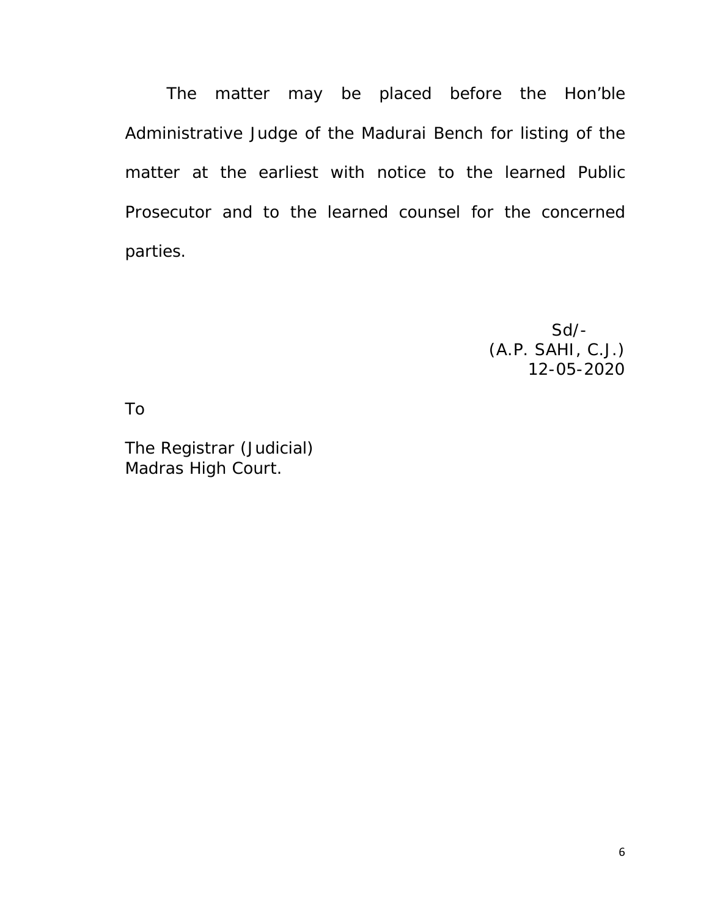The matter may be placed before the Hon'ble Administrative Judge of the Madurai Bench for listing of the matter at the earliest with notice to the learned Public Prosecutor and to the learned counsel for the concerned parties.

Sd/-
(A.P. SAHI, C.J.)
12-05-2020

To

The Registrar (Judicial)
Madras High Court.